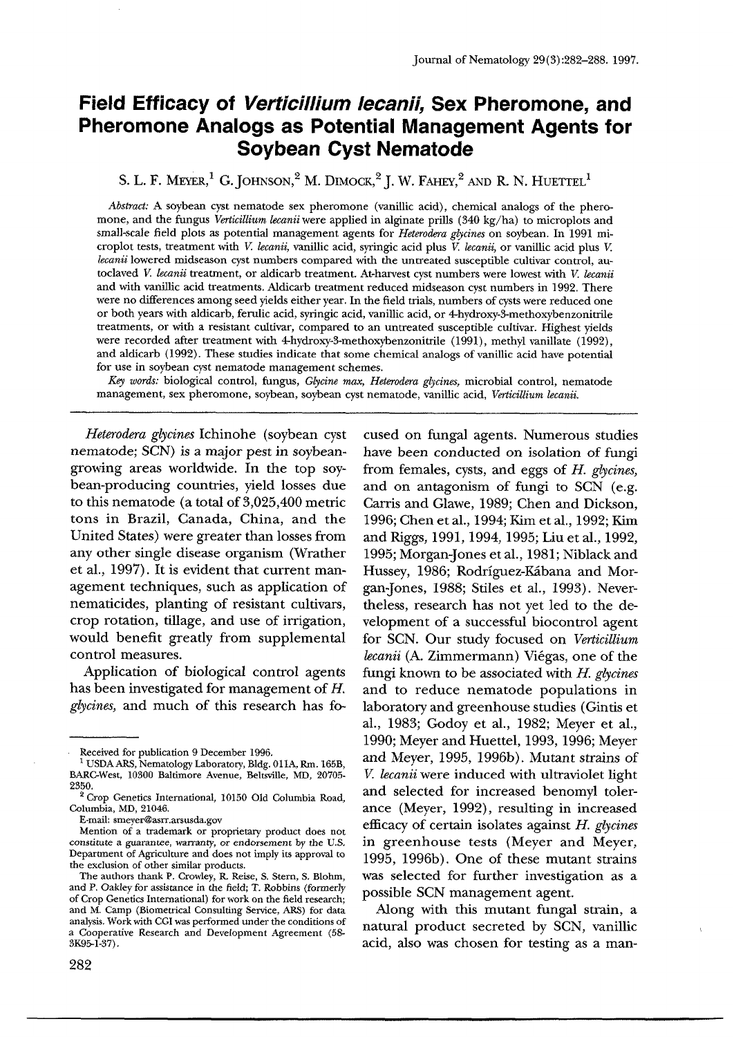# Field Efficacy of *Verticillium lecanii*, Sex Pheromone, and Pheromone Analogs as Potential Management Agents for Soybean Cyst Nematode

S. L. F. Meyer,[1] G. Johnson,[2] M. Dimock,[2] J. W. Fahey,[2] and R. N. Huettel[1]

*Abstract:* A soybean cyst nematode sex pheromone (vanillic acid), chemical analogs of the pheromone, and the fungus *Verticillium lecanii* were applied in alginate prills (340 kg/ha) to microplots and small-scale field plots as potential management agents for *Heterodera glycines* on soybean. In 1991 microplot tests, treatment with *V. lecanii*, vanillic acid, syringic acid plus *V. lecanii*, or vanillic acid plus *V. lecanii* lowered midseason cyst numbers compared with the untreated susceptible cultivar control, autoclaved *V. lecanii* treatment, or aldicarb treatment. At-harvest cyst numbers were lowest with *V. lecanii* and with vanillic acid treatments. Aldicarb treatment reduced midseason cyst numbers in 1992. There were no differences among seed yields either year. In the field trials, numbers of cysts were reduced one or both years with aldicarb, ferulic acid, syringic acid, vanillic acid, or 4-hydroxy-3-methoxybenzonitrile treatments, or with a resistant cultivar, compared to an untreated susceptible cultivar. Highest yields were recorded after treatment with 4-hydroxy-3-methoxybenzonitrile (1991), methyl vanillate (1992), and aldicarb (1992). These studies indicate that some chemical analogs of vanillic acid have potential for use in soybean cyst nematode management schemes.

*Key words:* biological control, fungus, *Glycine max*, *Heterodera glycines*, microbial control, nematode management, sex pheromone, soybean, soybean cyst nematode, vanillic acid, *Verticillium lecanii*.

*Heterodera glycines* Ichinohe (soybean cyst nematode; SCN) is a major pest in soybean-growing areas worldwide. In the top soybean-producing countries, yield losses due to this nematode (a total of 3,025,400 metric tons in Brazil, Canada, China, and the United States) were greater than losses from any other single disease organism (Wrather et al., 1997). It is evident that current management techniques, such as application of nematicides, planting of resistant cultivars, crop rotation, tillage, and use of irrigation, would benefit greatly from supplemental control measures.

Application of biological control agents has been investigated for management of *H. glycines*, and much of this research has focused on fungal agents. Numerous studies have been conducted on isolation of fungi from females, cysts, and eggs of *H. glycines*, and on antagonism of fungi to SCN (e.g. Carris and Glawe, 1989; Chen and Dickson, 1996; Chen et al., 1994; Kim et al., 1992; Kim and Riggs, 1991, 1994, 1995; Liu et al., 1992, 1995; Morgan-Jones et al., 1981; Niblack and Hussey, 1986; Rodríguez-Kábana and Morgan-Jones, 1988; Stiles et al., 1993). Nevertheless, research has not yet led to the development of a successful biocontrol agent for SCN. Our study focused on *Verticillium lecanii* (A. Zimmermann) Viégas, one of the fungi known to be associated with *H. glycines* and to reduce nematode populations in laboratory and greenhouse studies (Gintis et al., 1983; Godoy et al., 1982; Meyer et al., 1990; Meyer and Huettel, 1993, 1996; Meyer and Meyer, 1995, 1996b). Mutant strains of *V. lecanii* were induced with ultraviolet light and selected for increased benomyl tolerance (Meyer, 1992), resulting in increased efficacy of certain isolates against *H. glycines* in greenhouse tests (Meyer and Meyer, 1995, 1996b). One of these mutant strains was selected for further investigation as a possible SCN management agent.

Along with this mutant fungal strain, a natural product secreted by SCN, vanillic acid, also was chosen for testing as a man-

---

Received for publication 9 December 1996.

[1] USDA ARS, Nematology Laboratory, Bldg. 011A, Rm. 165B, BARC-West, 10300 Baltimore Avenue, Beltsville, MD, 20705-2350.

[2] Crop Genetics International, 10150 Old Columbia Road, Columbia, MD, 21046.

E-mail: smeyer@asrr.arsusda.gov

Mention of a trademark or proprietary product does not constitute a guarantee, warranty, or endorsement by the U.S. Department of Agriculture and does not imply its approval to the exclusion of other similar products.

The authors thank P. Crowley, R. Reise, S. Stern, S. Blohm, and P. Oakley for assistance in the field; T. Robbins (formerly of Crop Genetics International) for work on the field research; and M. Camp (Biometrical Consulting Service, ARS) for data analysis. Work with CGI was performed under the conditions of a Cooperative Research and Development Agreement (58-3K95-1-37).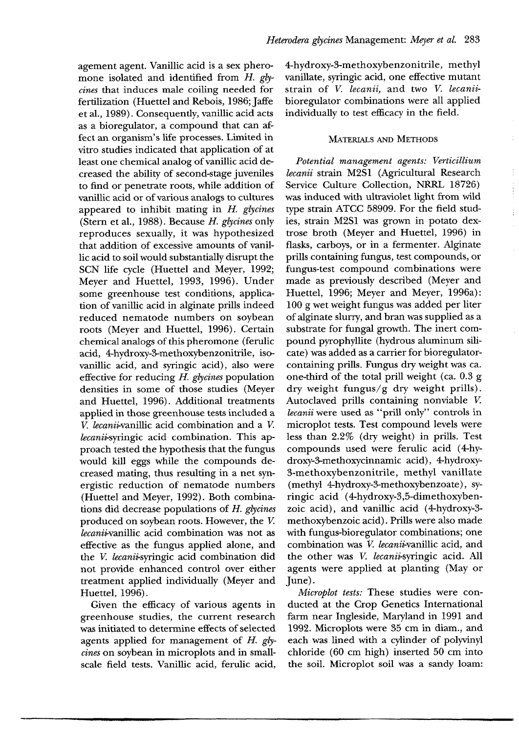agement agent. Vanillic acid is a sex pheromone isolated and identified from *H. glycines* that induces male coiling needed for fertilization (Huettel and Rebois, 1986; Jaffe et al., 1989). Consequently, vanillic acid acts as a bioregulator, a compound that can affect an organism's life processes. Limited in vitro studies indicated that application of at least one chemical analog of vanillic acid decreased the ability of second-stage juveniles to find or penetrate roots, while addition of vanillic acid or of various analogs to cultures appeared to inhibit mating in *H. glycines* (Stern et al., 1988). Because *H. glycines* only reproduces sexually, it was hypothesized that addition of excessive amounts of vanillic acid to soil would substantially disrupt the SCN life cycle (Huettel and Meyer, 1992; Meyer and Huettel, 1993, 1996). Under some greenhouse test conditions, application of vanillic acid in alginate prills indeed reduced nematode numbers on soybean roots (Meyer and Huettel, 1996). Certain chemical analogs of this pheromone (ferulic acid, 4-hydroxy-3-methoxybenzonitrile, isovanillic acid, and syringic acid), also were effective for reducing *H. glycines* population densities in some of those studies (Meyer and Huettel, 1996). Additional treatments applied in those greenhouse tests included a *V. lecanii*-vanillic acid combination and a *V. lecanii*-syringic acid combination. This approach tested the hypothesis that the fungus would kill eggs while the compounds decreased mating, thus resulting in a net synergistic reduction of nematode numbers (Huettel and Meyer, 1992). Both combinations did decrease populations of *H. glycines* produced on soybean roots. However, the *V. lecanii*-vanillic acid combination was not as effective as the fungus applied alone, and the *V. lecanii*-syringic acid combination did not provide enhanced control over either treatment applied individually (Meyer and Huettel, 1996).

Given the efficacy of various agents in greenhouse studies, the current research was initiated to determine effects of selected agents applied for management of *H. glycines* on soybean in microplots and in small-scale field tests. Vanillic acid, ferulic acid, 4-hydroxy-3-methoxybenzonitrile, methyl vanillate, syringic acid, one effective mutant strain of *V. lecanii*, and two *V. lecanii*-bioregulator combinations were all applied individually to test efficacy in the field.

## Materials and Methods

*Potential management agents:* *Verticillium lecanii* strain M2S1 (Agricultural Research Service Culture Collection, NRRL 18726) was induced with ultraviolet light from wild type strain ATCC 58909. For the field studies, strain M2S1 was grown in potato dextrose broth (Meyer and Huettel, 1996) in flasks, carboys, or in a fermenter. Alginate prills containing fungus, test compounds, or fungus-test compound combinations were made as previously described (Meyer and Huettel, 1996; Meyer and Meyer, 1996a): 100 g wet weight fungus was added per liter of alginate slurry, and bran was supplied as a substrate for fungal growth. The inert compound pyrophyllite (hydrous aluminum silicate) was added as a carrier for bioregulator-containing prills. Fungus dry weight was ca. one-third of the total prill weight (ca. 0.3 g dry weight fungus/g dry weight prills). Autoclaved prills containing nonviable *V. lecanii* were used as "prill only" controls in microplot tests. Test compound levels were less than 2.2% (dry weight) in prills. Test compounds used were ferulic acid (4-hydroxy-3-methoxycinnamic acid), 4-hydroxy-3-methoxybenzonitrile, methyl vanillate (methyl 4-hydroxy-3-methoxybenzoate), syringic acid (4-hydroxy-3,5-dimethoxybenzoic acid), and vanillic acid (4-hydroxy-3-methoxybenzoic acid). Prills were also made with fungus-bioregulator combinations; one combination was *V. lecanii*-vanillic acid, and the other was *V. lecanii*-syringic acid. All agents were applied at planting (May or June).

*Microplot tests:* These studies were conducted at the Crop Genetics International farm near Ingleside, Maryland in 1991 and 1992. Microplots were 35 cm in diam., and each was lined with a cylinder of polyvinyl chloride (60 cm high) inserted 50 cm into the soil. Microplot soil was a sandy loam: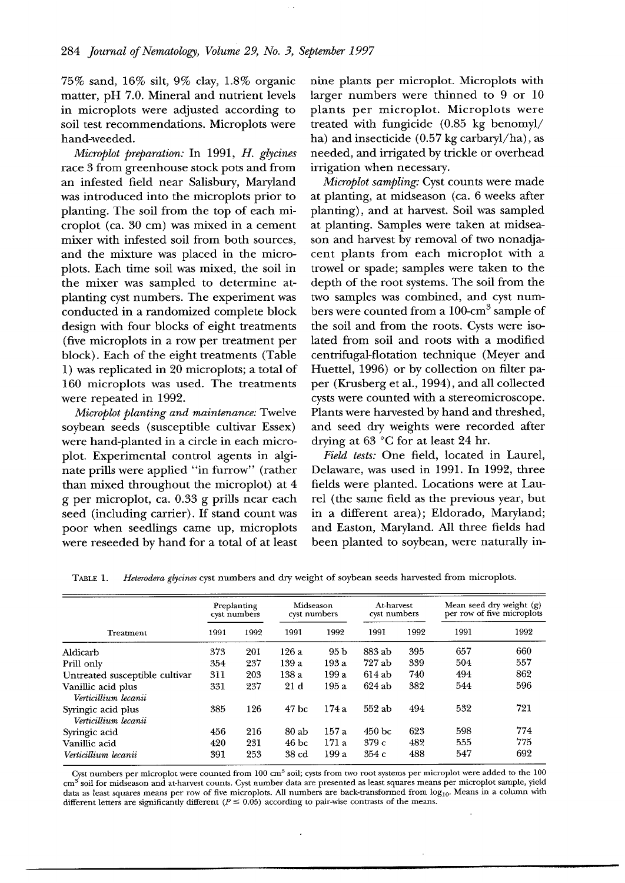75% sand, 16% silt, 9% clay, 1.8% organic matter, pH 7.0. Mineral and nutrient levels in microplots were adjusted according to soil test recommendations. Microplots were hand-weeded.

*Microplot preparation:* In 1991, *H. glycines* race 3 from greenhouse stock pots and from an infested field near Salisbury, Maryland was introduced into the microplots prior to planting. The soil from the top of each microplot (ca. 30 cm) was mixed in a cement mixer with infested soil from both sources, and the mixture was placed in the microplots. Each time soil was mixed, the soil in the mixer was sampled to determine at-planting cyst numbers. The experiment was conducted in a randomized complete block design with four blocks of eight treatments (five microplots in a row per treatment per block). Each of the eight treatments (Table 1) was replicated in 20 microplots; a total of 160 microplots was used. The treatments were repeated in 1992.

*Microplot planting and maintenance:* Twelve soybean seeds (susceptible cultivar Essex) were hand-planted in a circle in each microplot. Experimental control agents in alginate prills were applied "in furrow" (rather than mixed throughout the microplot) at 4 g per microplot, ca. 0.33 g prills near each seed (including carrier). If stand count was poor when seedlings came up, microplots were reseeded by hand for a total of at least nine plants per microplot. Microplots with larger numbers were thinned to 9 or 10 plants per microplot. Microplots were treated with fungicide (0.85 kg benomyl/ha) and insecticide (0.57 kg carbaryl/ha), as needed, and irrigated by trickle or overhead irrigation when necessary.

*Microplot sampling:* Cyst counts were made at planting, at midseason (ca. 6 weeks after planting), and at harvest. Soil was sampled at planting. Samples were taken at midseason and harvest by removal of two nonadjacent plants from each microplot with a trowel or spade; samples were taken to the depth of the root systems. The soil from the two samples was combined, and cyst numbers were counted from a 100-$cm^3$ sample of the soil and from the roots. Cysts were isolated from soil and roots with a modified centrifugal-flotation technique (Meyer and Huettel, 1996) or by collection on filter paper (Krusberg et al., 1994), and all collected cysts were counted with a stereomicroscope. Plants were harvested by hand and threshed, and seed dry weights were recorded after drying at 63 °C for at least 24 hr.

*Field tests:* One field, located in Laurel, Delaware, was used in 1991. In 1992, three fields were planted. Locations were at Laurel (the same field as the previous year, but in a different area); Eldorado, Maryland; and Easton, Maryland. All three fields had been planted to soybean, were naturally in-

TABLE 1. *Heterodera glycines* cyst numbers and dry weight of soybean seeds harvested from microplots.

| Treatment | Preplanting cyst numbers | | Midseason cyst numbers | | At-harvest cyst numbers | | Mean seed dry weight (g) per row of five microplots | |
|---|---|---|---|---|---|---|---|---|
| | 1991 | 1992 | 1991 | 1992 | 1991 | 1992 | 1991 | 1992 |
| Aldicarb | 373 | 201 | 126 a | 95 b | 883 ab | 395 | 657 | 660 |
| Prill only | 354 | 237 | 139 a | 193 a | 727 ab | 339 | 504 | 557 |
| Untreated susceptible cultivar | 311 | 203 | 138 a | 199 a | 614 ab | 740 | 494 | 862 |
| Vanillic acid plus *Verticillium lecanii* | 331 | 237 | 21 d | 195 a | 624 ab | 382 | 544 | 596 |
| Syringic acid plus *Verticillium lecanii* | 385 | 126 | 47 bc | 174 a | 552 ab | 494 | 532 | 721 |
| Syringic acid | 456 | 216 | 80 ab | 157 a | 450 bc | 623 | 598 | 774 |
| Vanillic acid | 420 | 231 | 46 bc | 171 a | 379 c | 482 | 555 | 775 |
| *Verticillium lecanii* | 391 | 253 | 38 cd | 199 a | 354 c | 488 | 547 | 692 |

Cyst numbers per microplot were counted from 100 $cm^3$ soil; cysts from two root systems per microplot were added to the 100 $cm^3$ soil for midseason and at-harvest counts. Cyst number data are presented as least squares means per microplot sample, yield data as least squares means per row of five microplots. All numbers are back-transformed from $\log_{10}$. Means in a column with different letters are significantly different ($P \leq 0.05$) according to pair-wise contrasts of the means.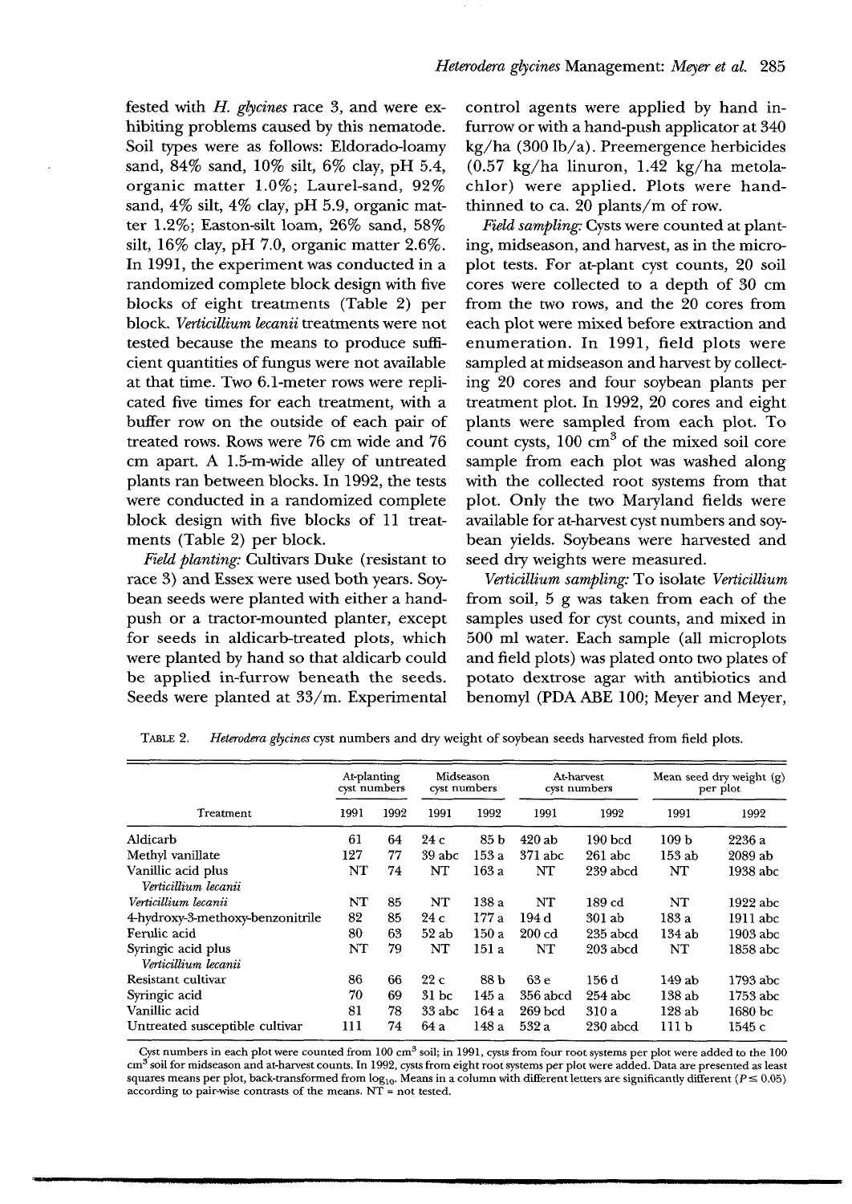fested with *H. glycines* race 3, and were exhibiting problems caused by this nematode. Soil types were as follows: Eldorado-loamy sand, 84% sand, 10% silt, 6% clay, pH 5.4, organic matter 1.0%; Laurel-sand, 92% sand, 4% silt, 4% clay, pH 5.9, organic matter 1.2%; Easton-silt loam, 26% sand, 58% silt, 16% clay, pH 7.0, organic matter 2.6%. In 1991, the experiment was conducted in a randomized complete block design with five blocks of eight treatments (Table 2) per block. *Verticillium lecanii* treatments were not tested because the means to produce sufficient quantities of fungus were not available at that time. Two 6.1-meter rows were replicated five times for each treatment, with a buffer row on the outside of each pair of treated rows. Rows were 76 cm wide and 76 cm apart. A 1.5-m-wide alley of untreated plants ran between blocks. In 1992, the tests were conducted in a randomized complete block design with five blocks of 11 treatments (Table 2) per block.

*Field planting:* Cultivars Duke (resistant to race 3) and Essex were used both years. Soybean seeds were planted with either a hand-push or a tractor-mounted planter, except for seeds in aldicarb-treated plots, which were planted by hand so that aldicarb could be applied in-furrow beneath the seeds. Seeds were planted at 33/m. Experimental control agents were applied by hand in-furrow or with a hand-push applicator at 340 kg/ha (300 lb/a). Preemergence herbicides (0.57 kg/ha linuron, 1.42 kg/ha metolachlor) were applied. Plots were hand-thinned to ca. 20 plants/m of row.

*Field sampling:* Cysts were counted at planting, midseason, and harvest, as in the microplot tests. For at-plant cyst counts, 20 soil cores were collected to a depth of 30 cm from the two rows, and the 20 cores from each plot were mixed before extraction and enumeration. In 1991, field plots were sampled at midseason and harvest by collecting 20 cores and four soybean plants per treatment plot. In 1992, 20 cores and eight plants were sampled from each plot. To count cysts, 100 $cm^3$ of the mixed soil core sample from each plot was washed along with the collected root systems from that plot. Only the two Maryland fields were available for at-harvest cyst numbers and soybean yields. Soybeans were harvested and seed dry weights were measured.

*Verticillium sampling:* To isolate *Verticillium* from soil, 5 g was taken from each of the samples used for cyst counts, and mixed in 500 ml water. Each sample (all microplots and field plots) was plated onto two plates of potato dextrose agar with antibiotics and benomyl (PDA ABE 100; Meyer and Meyer,

TABLE 2. *Heterodera glycines* cyst numbers and dry weight of soybean seeds harvested from field plots.

| | At-planting cyst numbers | | Midseason cyst numbers | | At-harvest cyst numbers | | Mean seed dry weight (g) per plot | |
|---|---|---|---|---|---|---|---|---|
| Treatment | 1991 | 1992 | 1991 | 1992 | 1991 | 1992 | 1991 | 1992 |
| Aldicarb | 61 | 64 | 24 c | 85 b | 420 ab | 190 bcd | 109 b | 2236 a |
| Methyl vanillate | 127 | 77 | 39 abc | 153 a | 371 abc | 261 abc | 153 ab | 2089 ab |
| Vanillic acid plus *Verticillium lecanii* | NT | 74 | NT | 163 a | NT | 239 abcd | NT | 1938 abc |
| *Verticillium lecanii* | NT | 85 | NT | 138 a | NT | 189 cd | NT | 1922 abc |
| 4-hydroxy-3-methoxy-benzonitrile | 82 | 85 | 24 c | 177 a | 194 d | 301 ab | 183 a | 1911 abc |
| Ferulic acid | 80 | 63 | 52 ab | 150 a | 200 cd | 235 abcd | 134 ab | 1903 abc |
| Syringic acid plus *Verticillium lecanii* | NT | 79 | NT | 151 a | NT | 203 abcd | NT | 1858 abc |
| Resistant cultivar | 86 | 66 | 22 c | 88 b | 63 e | 156 d | 149 ab | 1793 abc |
| Syringic acid | 70 | 69 | 31 bc | 145 a | 356 abcd | 254 abc | 138 ab | 1753 abc |
| Vanillic acid | 81 | 78 | 33 abc | 164 a | 269 bcd | 310 a | 128 ab | 1680 bc |
| Untreated susceptible cultivar | 111 | 74 | 64 a | 148 a | 532 a | 230 abcd | 111 b | 1545 c |

Cyst numbers in each plot were counted from 100 $cm^3$ soil; in 1991, cysts from four root systems per plot were added to the 100 $cm^3$ soil for midseason and at-harvest counts. In 1992, cysts from eight root systems per plot were added. Data are presented as least squares means per plot, back-transformed from $\log_{10}$. Means in a column with different letters are significantly different ($P \leq 0.05$) according to pair-wise contrasts of the means. NT = not tested.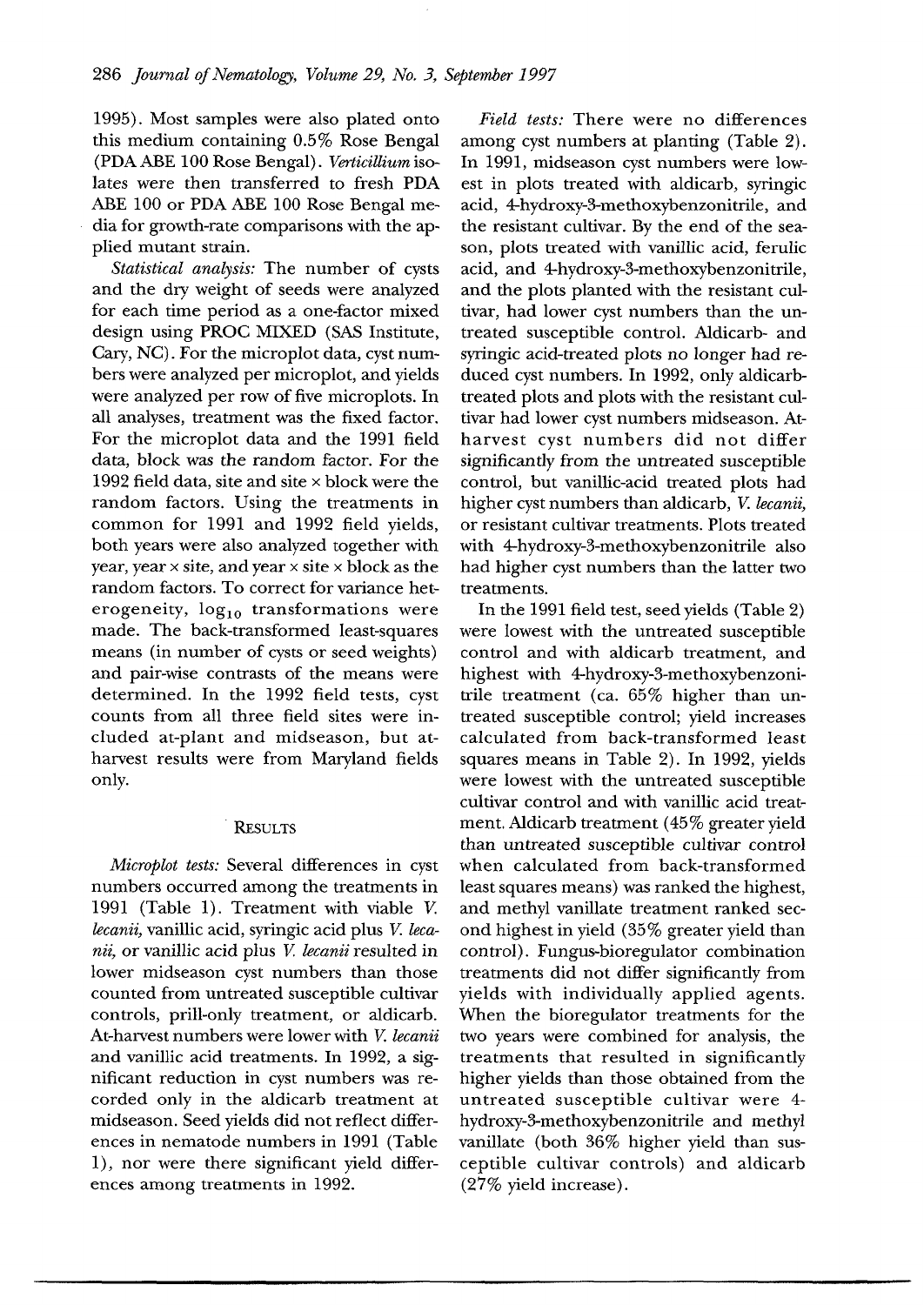1995). Most samples were also plated onto this medium containing 0.5% Rose Bengal (PDA ABE 100 Rose Bengal). *Verticillium* isolates were then transferred to fresh PDA ABE 100 or PDA ABE 100 Rose Bengal media for growth-rate comparisons with the applied mutant strain.

*Statistical analysis:* The number of cysts and the dry weight of seeds were analyzed for each time period as a one-factor mixed design using PROC MIXED (SAS Institute, Cary, NC). For the microplot data, cyst numbers were analyzed per microplot, and yields were analyzed per row of five microplots. In all analyses, treatment was the fixed factor. For the microplot data and the 1991 field data, block was the random factor. For the 1992 field data, site and site × block were the random factors. Using the treatments in common for 1991 and 1992 field yields, both years were also analyzed together with year, year × site, and year × site × block as the random factors. To correct for variance heterogeneity, $\log_{10}$ transformations were made. The back-transformed least-squares means (in number of cysts or seed weights) and pair-wise contrasts of the means were determined. In the 1992 field tests, cyst counts from all three field sites were included at-plant and midseason, but at-harvest results were from Maryland fields only.

## RESULTS

*Microplot tests:* Several differences in cyst numbers occurred among the treatments in 1991 (Table 1). Treatment with viable *V. lecanii*, vanillic acid, syringic acid plus *V. lecanii*, or vanillic acid plus *V. lecanii* resulted in lower midseason cyst numbers than those counted from untreated susceptible cultivar controls, prill-only treatment, or aldicarb. At-harvest numbers were lower with *V. lecanii* and vanillic acid treatments. In 1992, a significant reduction in cyst numbers was recorded only in the aldicarb treatment at midseason. Seed yields did not reflect differences in nematode numbers in 1991 (Table 1), nor were there significant yield differences among treatments in 1992.

*Field tests:* There were no differences among cyst numbers at planting (Table 2). In 1991, midseason cyst numbers were lowest in plots treated with aldicarb, syringic acid, 4-hydroxy-3-methoxybenzonitrile, and the resistant cultivar. By the end of the season, plots treated with vanillic acid, ferulic acid, and 4-hydroxy-3-methoxybenzonitrile, and the plots planted with the resistant cultivar, had lower cyst numbers than the untreated susceptible control. Aldicarb- and syringic acid-treated plots no longer had reduced cyst numbers. In 1992, only aldicarb-treated plots and plots with the resistant cultivar had lower cyst numbers midseason. At-harvest cyst numbers did not differ significantly from the untreated susceptible control, but vanillic-acid treated plots had higher cyst numbers than aldicarb, *V. lecanii*, or resistant cultivar treatments. Plots treated with 4-hydroxy-3-methoxybenzonitrile also had higher cyst numbers than the latter two treatments.

In the 1991 field test, seed yields (Table 2) were lowest with the untreated susceptible control and with aldicarb treatment, and highest with 4-hydroxy-3-methoxybenzonitrile treatment (ca. 65% higher than untreated susceptible control; yield increases calculated from back-transformed least squares means in Table 2). In 1992, yields were lowest with the untreated susceptible cultivar control and with vanillic acid treatment. Aldicarb treatment (45% greater yield than untreated susceptible cultivar control when calculated from back-transformed least squares means) was ranked the highest, and methyl vanillate treatment ranked second highest in yield (35% greater yield than control). Fungus-bioregulator combination treatments did not differ significantly from yields with individually applied agents. When the bioregulator treatments for the two years were combined for analysis, the treatments that resulted in significantly higher yields than those obtained from the untreated susceptible cultivar were 4-hydroxy-3-methoxybenzonitrile and methyl vanillate (both 36% higher yield than susceptible cultivar controls) and aldicarb (27% yield increase).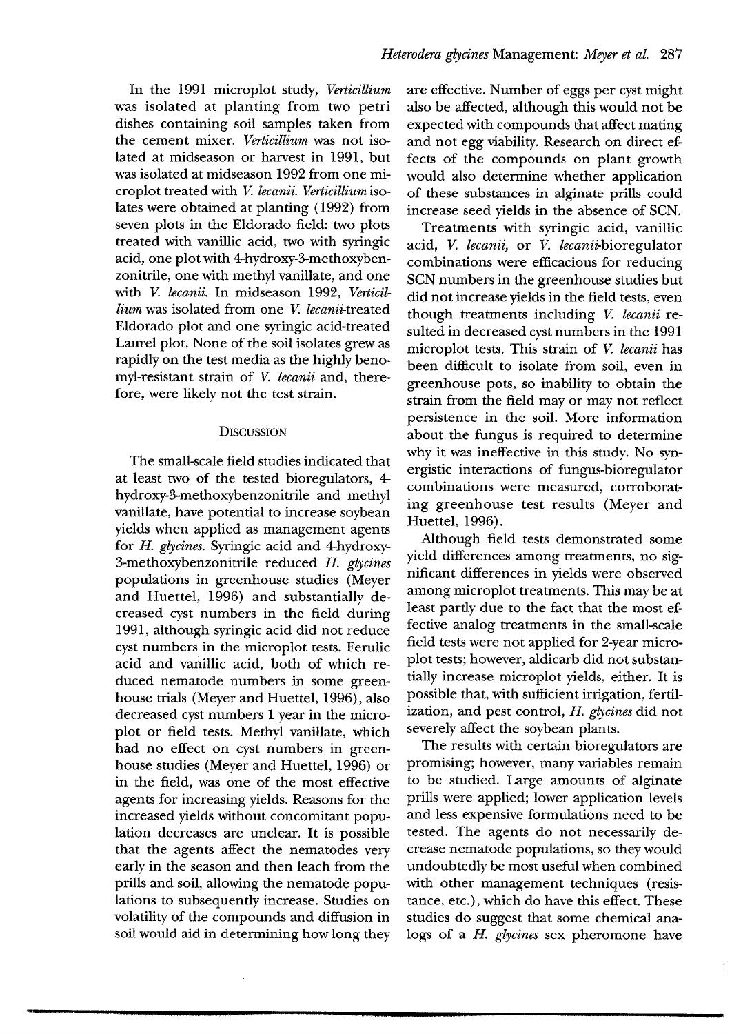In the 1991 microplot study, *Verticillium* was isolated at planting from two petri dishes containing soil samples taken from the cement mixer. *Verticillium* was not isolated at midseason or harvest in 1991, but was isolated at midseason 1992 from one microplot treated with *V. lecanii*. *Verticillium* isolates were obtained at planting (1992) from seven plots in the Eldorado field: two plots treated with vanillic acid, two with syringic acid, one plot with 4-hydroxy-3-methoxybenzonitrile, one with methyl vanillate, and one with *V. lecanii*. In midseason 1992, *Verticillium* was isolated from one *V. lecanii*-treated Eldorado plot and one syringic acid-treated Laurel plot. None of the soil isolates grew as rapidly on the test media as the highly benomyl-resistant strain of *V. lecanii* and, therefore, were likely not the test strain.

## Discussion

The small-scale field studies indicated that at least two of the tested bioregulators, 4-hydroxy-3-methoxybenzonitrile and methyl vanillate, have potential to increase soybean yields when applied as management agents for *H. glycines*. Syringic acid and 4-hydroxy-3-methoxybenzonitrile reduced *H. glycines* populations in greenhouse studies (Meyer and Huettel, 1996) and substantially decreased cyst numbers in the field during 1991, although syringic acid did not reduce cyst numbers in the microplot tests. Ferulic acid and vanillic acid, both of which reduced nematode numbers in some greenhouse trials (Meyer and Huettel, 1996), also decreased cyst numbers 1 year in the microplot or field tests. Methyl vanillate, which had no effect on cyst numbers in greenhouse studies (Meyer and Huettel, 1996) or in the field, was one of the most effective agents for increasing yields. Reasons for the increased yields without concomitant population decreases are unclear. It is possible that the agents affect the nematodes very early in the season and then leach from the prills and soil, allowing the nematode populations to subsequently increase. Studies on volatility of the compounds and diffusion in soil would aid in determining how long they are effective. Number of eggs per cyst might also be affected, although this would not be expected with compounds that affect mating and not egg viability. Research on direct effects of the compounds on plant growth would also determine whether application of these substances in alginate prills could increase seed yields in the absence of SCN.

Treatments with syringic acid, vanillic acid, *V. lecanii*, or *V. lecanii*-bioregulator combinations were efficacious for reducing SCN numbers in the greenhouse studies but did not increase yields in the field tests, even though treatments including *V. lecanii* resulted in decreased cyst numbers in the 1991 microplot tests. This strain of *V. lecanii* has been difficult to isolate from soil, even in greenhouse pots, so inability to obtain the strain from the field may or may not reflect persistence in the soil. More information about the fungus is required to determine why it was ineffective in this study. No synergistic interactions of fungus-bioregulator combinations were measured, corroborating greenhouse test results (Meyer and Huettel, 1996).

Although field tests demonstrated some yield differences among treatments, no significant differences in yields were observed among microplot treatments. This may be at least partly due to the fact that the most effective analog treatments in the small-scale field tests were not applied for 2-year microplot tests; however, aldicarb did not substantially increase microplot yields, either. It is possible that, with sufficient irrigation, fertilization, and pest control, *H. glycines* did not severely affect the soybean plants.

The results with certain bioregulators are promising; however, many variables remain to be studied. Large amounts of alginate prills were applied; lower application levels and less expensive formulations need to be tested. The agents do not necessarily decrease nematode populations, so they would undoubtedly be most useful when combined with other management techniques (resistance, etc.), which do have this effect. These studies do suggest that some chemical analogs of a *H. glycines* sex pheromone have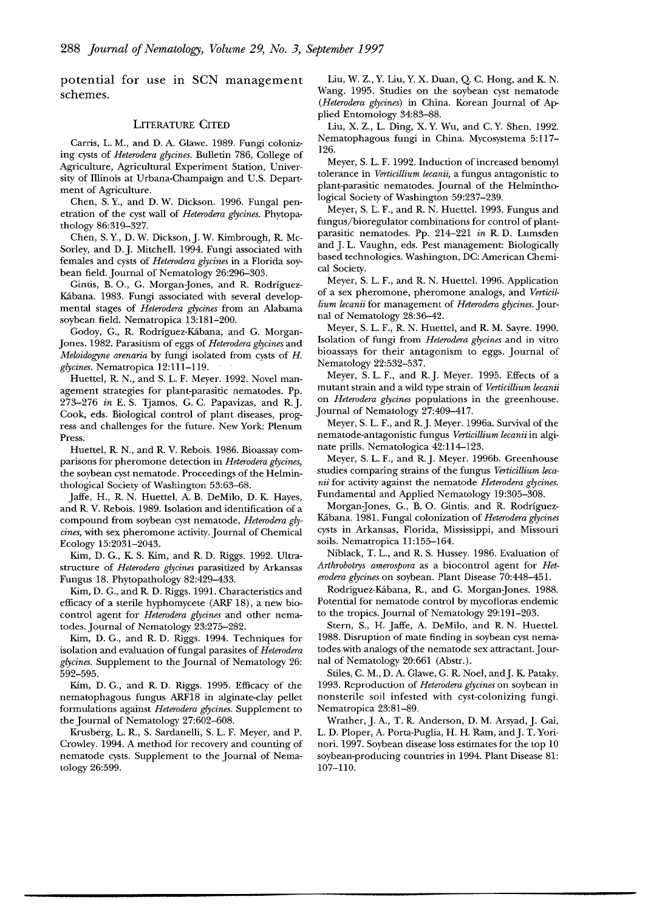potential for use in SCN management schemes.

## Literature Cited

Carris, L. M., and D. A. Glawe. 1989. Fungi colonizing cysts of *Heterodera glycines*. Bulletin 786, College of Agriculture, Agricultural Experiment Station, University of Illinois at Urbana-Champaign and U.S. Department of Agriculture.

Chen, S. Y., and D. W. Dickson. 1996. Fungal penetration of the cyst wall of *Heterodera glycines*. Phytopathology 86:319–327.

Chen, S. Y., D. W. Dickson, J. W. Kimbrough, R. McSorley, and D. J. Mitchell. 1994. Fungi associated with females and cysts of *Heterodera glycines* in a Florida soybean field. Journal of Nematology 26:296–303.

Gintis, B. O., G. Morgan-Jones, and R. Rodríguez-Kábana. 1983. Fungi associated with several developmental stages of *Heterodera glycines* from an Alabama soybean field. Nematropica 13:181–200.

Godoy, G., R. Rodríguez-Kábana, and G. Morgan-Jones. 1982. Parasitism of eggs of *Heterodera glycines* and *Meloidogyne arenaria* by fungi isolated from cysts of *H. glycines*. Nematropica 12:111–119.

Huettel, R. N., and S. L. F. Meyer. 1992. Novel management strategies for plant-parasitic nematodes. Pp. 273–276 *in* E. S. Tjamos, G. C. Papavizas, and R. J. Cook, eds. Biological control of plant diseases, progress and challenges for the future. New York: Plenum Press.

Huettel, R. N., and R. V. Rebois. 1986. Bioassay comparisons for pheromone detection in *Heterodera glycines*, the soybean cyst nematode. Proceedings of the Helminthological Society of Washington 53:63–68.

Jaffe, H., R. N. Huettel, A. B. DeMilo, D. K. Hayes, and R. V. Rebois. 1989. Isolation and identification of a compound from soybean cyst nematode, *Heterodera glycines*, with sex pheromone activity. Journal of Chemical Ecology 15:2031–2043.

Kim, D. G., K. S. Kim, and R. D. Riggs. 1992. Ultrastructure of *Heterodera glycines* parasitized by Arkansas Fungus 18. Phytopathology 82:429–433.

Kim, D. G., and R. D. Riggs. 1991. Characteristics and efficacy of a sterile hyphomycete (ARF 18), a new biocontrol agent for *Heterodera glycines* and other nematodes. Journal of Nematology 23:275–282.

Kim, D. G., and R. D. Riggs. 1994. Techniques for isolation and evaluation of fungal parasites of *Heterodera glycines*. Supplement to the Journal of Nematology 26: 592–595.

Kim, D. G., and R. D. Riggs. 1995. Efficacy of the nematophagous fungus ARF18 in alginate-clay pellet formulations against *Heterodera glycines*. Supplement to the Journal of Nematology 27:602–608.

Krusberg, L. R., S. Sardanelli, S. L. F. Meyer, and P. Crowley. 1994. A method for recovery and counting of nematode cysts. Supplement to the Journal of Nematology 26:599.

Liu, W. Z., Y. Liu, Y. X. Duan, Q. C. Hong, and K. N. Wang. 1995. Studies on the soybean cyst nematode (*Heterodera glycines*) in China. Korean Journal of Applied Entomology 34:83–88.

Liu, X. Z., L. Ding, X. Y. Wu, and C. Y. Shen. 1992. Nematophagous fungi in China. Mycosystema 5:117–126.

Meyer, S. L. F. 1992. Induction of increased benomyl tolerance in *Verticillium lecanii*, a fungus antagonistic to plant-parasitic nematodes. Journal of the Helminthological Society of Washington 59:237–239.

Meyer, S. L. F., and R. N. Huettel. 1993. Fungus and fungus/bioregulator combinations for control of plant-parasitic nematodes. Pp. 214–221 *in* R. D. Lumsden and J. L. Vaughn, eds. Pest management: Biologically based technologies. Washington, DC: American Chemical Society.

Meyer, S. L. F., and R. N. Huettel. 1996. Application of a sex pheromone, pheromone analogs, and *Verticillium lecanii* for management of *Heterodera glycines*. Journal of Nematology 28:36–42.

Meyer, S. L. F., R. N. Huettel, and R. M. Sayre. 1990. Isolation of fungi from *Heterodera glycines* and in vitro bioassays for their antagonism to eggs. Journal of Nematology 22:532–537.

Meyer, S. L. F., and R. J. Meyer. 1995. Effects of a mutant strain and a wild type strain of *Verticillium lecanii* on *Heterodera glycines* populations in the greenhouse. Journal of Nematology 27:409–417.

Meyer, S. L. F., and R. J. Meyer. 1996a. Survival of the nematode-antagonistic fungus *Verticillium lecanii* in alginate prills. Nematologica 42:114–123.

Meyer, S. L. F., and R. J. Meyer. 1996b. Greenhouse studies comparing strains of the fungus *Verticillium lecanii* for activity against the nematode *Heterodera glycines*. Fundamental and Applied Nematology 19:305–308.

Morgan-Jones, G., B. O. Gintis, and R. Rodríguez-Kábana. 1981. Fungal colonization of *Heterodera glycines* cysts in Arkansas, Florida, Mississippi, and Missouri soils. Nematropica 11:155–164.

Niblack, T. L., and R. S. Hussey. 1986. Evaluation of *Arthrobotrys amerospora* as a biocontrol agent for *Heterodera glycines* on soybean. Plant Disease 70:448–451.

Rodríguez-Kábana, R., and G. Morgan-Jones. 1988. Potential for nematode control by mycofloras endemic to the tropics. Journal of Nematology 29:191–203.

Stern, S., H. Jaffe, A. DeMilo, and R. N. Huettel. 1988. Disruption of mate finding in soybean cyst nematodes with analogs of the nematode sex attractant. Journal of Nematology 20:661 (Abstr.).

Stiles, C. M., D. A. Glawe, G. R. Noel, and J. K. Pataky. 1993. Reproduction of *Heterodera glycines* on soybean in nonsterile soil infested with cyst-colonizing fungi. Nematropica 23:81–89.

Wrather, J. A., T. R. Anderson, D. M. Arsyad, J. Gai, L. D. Ploper, A. Porta-Puglia, H. H. Ram, and J. T. Yorinori. 1997. Soybean disease loss estimates for the top 10 soybean-producing countries in 1994. Plant Disease 81: 107–110.